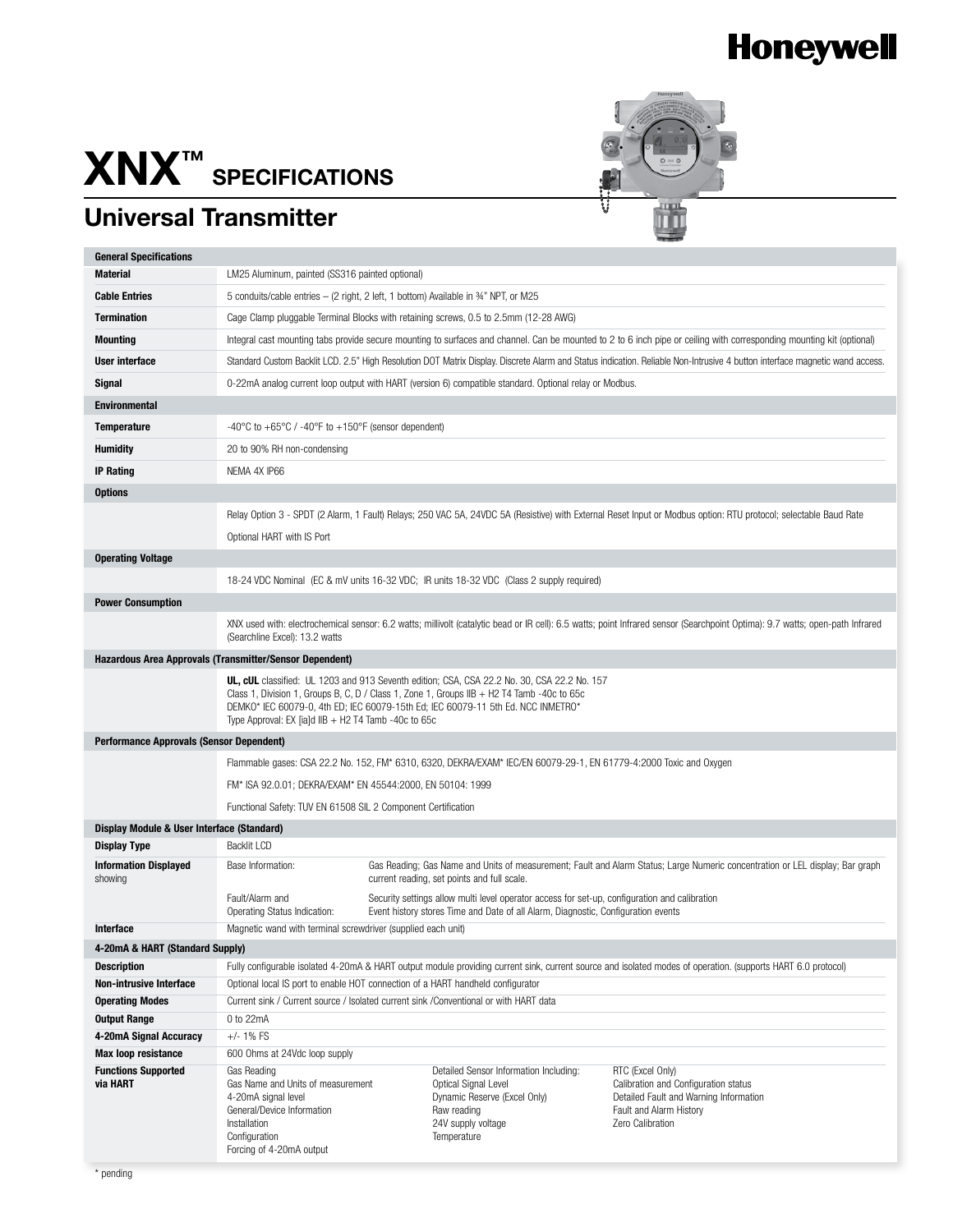Honeywell

# XNX™ SPECIFICATIONS

## Universal Transmitter

| General Specifications | |
|---|---|
| **Material** | LM25 Aluminum, painted (SS316 painted optional) |
| **Cable Entries** | 5 conduits/cable entries – (2 right, 2 left, 1 bottom) Available in ¾" NPT, or M25 |
| **Termination** | Cage Clamp pluggable Terminal Blocks with retaining screws, 0.5 to 2.5mm (12-28 AWG) |
| **Mounting** | Integral cast mounting tabs provide secure mounting to surfaces and channel. Can be mounted to 2 to 6 inch pipe or ceiling with corresponding mounting kit (optional) |
| **User interface** | Standard Custom Backlit LCD. 2.5" High Resolution DOT Matrix Display. Discrete Alarm and Status indication. Reliable Non-Intrusive 4 button interface magnetic wand access. |
| **Signal** | 0-22mA analog current loop output with HART (version 6) compatible standard. Optional relay or Modbus. |
| **Environmental** | |
| **Temperature** | -40°C to +65°C / -40°F to +150°F (sensor dependent) |
| **Humidity** | 20 to 90% RH non-condensing |
| **IP Rating** | NEMA 4X IP66 |
| **Options** | |
| | Relay Option 3 - SPDT (2 Alarm, 1 Fault) Relays; 250 VAC 5A, 24VDC 5A (Resistive) with External Reset Input or Modbus option: RTU protocol; selectable Baud Rate |
| | Optional HART with IS Port |
| **Operating Voltage** | |
| | 18-24 VDC Nominal (EC & mV units 16-32 VDC; IR units 18-32 VDC (Class 2 supply required) |
| **Power Consumption** | |
| | XNX used with: electrochemical sensor: 6.2 watts; millivolt (catalytic bead or IR cell): 6.5 watts; point Infrared sensor (Searchpoint Optima): 9.7 watts; open-path Infrared (Searchline Excel): 13.2 watts |
| **Hazardous Area Approvals (Transmitter/Sensor Dependent)** | |
| | **UL, cUL** classified: UL 1203 and 913 Seventh edition; CSA, CSA 22.2 No. 30, CSA 22.2 No. 157<br>Class 1, Division 1, Groups B, C, D / Class 1, Zone 1, Groups IIB + H2 T4 Tamb -40c to 65c<br>DEMKO* IEC 60079-0, 4th ED; IEC 60079-15th Ed; IEC 60079-11 5th Ed. NCC INMETRO*<br>Type Approval: EX [ia]d IIB + H2 T4 Tamb -40c to 65c |
| **Performance Approvals (Sensor Dependent)** | |
| | Flammable gases: CSA 22.2 No. 152, FM* 6310, 6320, DEKRA/EXAM* IEC/EN 60079-29-1, EN 61779-4:2000 Toxic and Oxygen |
| | FM* ISA 92.0.01; DEKRA/EXAM* EN 45544:2000, EN 50104: 1999 |
| | Functional Safety: TUV EN 61508 SIL 2 Component Certification |

| Display Module & User Interface (Standard) | | |
|---|---|---|
| **Display Type** | Backlit LCD | |
| **Information Displayed** showing | Base Information: | Gas Reading; Gas Name and Units of measurement; Fault and Alarm Status; Large Numeric concentration or LEL display; Bar graph current reading, set points and full scale. |
| | Fault/Alarm and Operating Status Indication: | Security settings allow multi level operator access for set-up, configuration and calibration<br>Event history stores Time and Date of all Alarm, Diagnostic, Configuration events |
| **Interface** | Magnetic wand with terminal screwdriver (supplied each unit) | |

| 4-20mA & HART (Standard Supply) | | | |
|---|---|---|---|
| **Description** | Fully configurable isolated 4-20mA & HART output module providing current sink, current source and isolated modes of operation. (supports HART 6.0 protocol) | | |
| **Non-intrusive Interface** | Optional local IS port to enable HOT connection of a HART handheld configurator | | |
| **Operating Modes** | Current sink / Current source / Isolated current sink /Conventional or with HART data | | |
| **Output Range** | 0 to 22mA | | |
| **4-20mA Signal Accuracy** | +/- 1% FS | | |
| **Max loop resistance** | 600 Ohms at 24Vdc loop supply | | |
| **Functions Supported via HART** | Gas Reading<br>Gas Name and Units of measurement<br>4-20mA signal level<br>General/Device Information<br>Installation<br>Configuration<br>Forcing of 4-20mA output | Detailed Sensor Information Including:<br>Optical Signal Level<br>Dynamic Reserve (Excel Only)<br>Raw reading<br>24V supply voltage<br>Temperature | RTC (Excel Only)<br>Calibration and Configuration status<br>Detailed Fault and Warning Information<br>Fault and Alarm History<br>Zero Calibration |

\* pending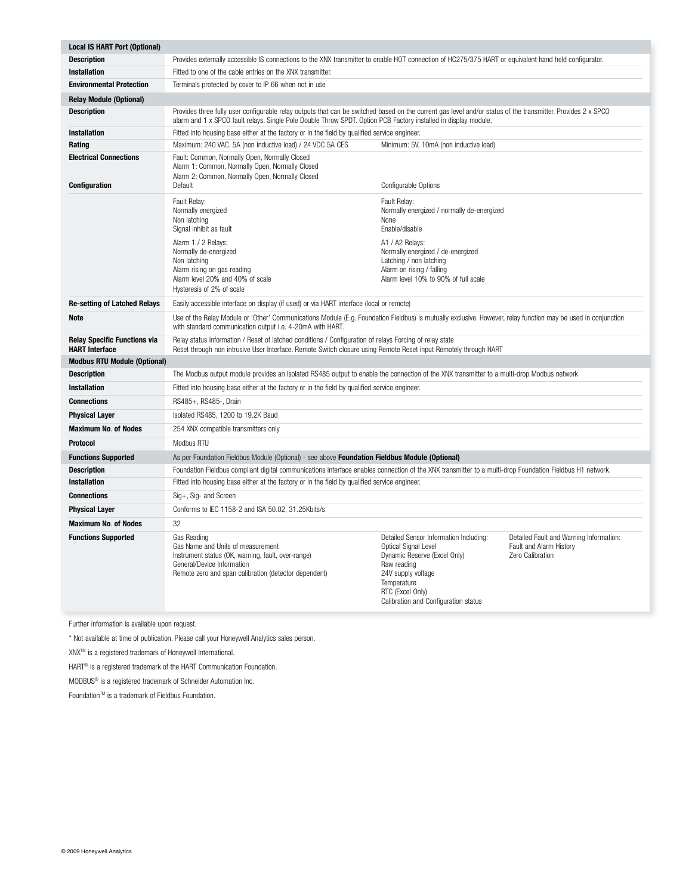| | | | |
|---|---|---|---|
| **Local IS HART Port (Optional)** | | | |
| **Description** | Provides externally accessible IS connections to the XNX transmitter to enable HOT connection of HC275/375 HART or equivalent hand held configurator. | | |
| **Installation** | Fitted to one of the cable entries on the XNX transmitter. | | |
| **Environmental Protection** | Terminals protected by cover to IP 66 when not in use | | |
| **Relay Module (Optional)** | | | |
| **Description** | Provides three fully user configurable relay outputs that can be switched based on the current gas level and/or status of the transmitter. Provides 2 x SPCO alarm and 1 x SPCO fault relays. Single Pole Double Throw SPDT. Option PCB Factory installed in display module. | | |
| **Installation** | Fitted into housing base either at the factory or in the field by qualified service engineer. | | |
| **Rating** | Maximum: 240 VAC, 5A (non inductive load) / 24 VDC 5A CES | Minimum: 5V, 10mA (non inductive load) | |
| **Electrical Connections** | Fault: Common, Normally Open, Normally Closed<br>Alarm 1: Common, Normally Open, Normally Closed<br>Alarm 2: Common, Normally Open, Normally Closed | | |
| **Configuration** | Default | Configurable Options | |
| | Fault Relay:<br>Normally energized<br>Non latching<br>Signal inhibit as fault | Fault Relay:<br>Normally energized / normally de-energized<br>None<br>Enable/disable | |
| | Alarm 1 / 2 Relays:<br>Normally de-energized<br>Non latching<br>Alarm rising on gas reading<br>Alarm level 20% and 40% of scale<br>Hysteresis of 2% of scale | A1 / A2 Relays:<br>Normally energized / de-energized<br>Latching / non latching<br>Alarm on rising / falling<br>Alarm level 10% to 90% of full scale | |
| **Re-setting of Latched Relays** | Easily accessible interface on display (if used) or via HART interface (local or remote) | | |
| **Note** | Use of the Relay Module or 'Other' Communications Module (E.g. Foundation Fieldbus) is mutually exclusive. However, relay function may be used in conjunction with standard communication output i.e. 4-20mA with HART. | | |
| **Relay Specific Functions via HART Interface** | Relay status information / Reset of latched conditions / Configuration of relays Forcing of relay state<br>Reset through non intrusive User Interface. Remote Switch closure using Remote Reset input Remotely through HART | | |
| **Modbus RTU Module (Optional)** | | | |
| **Description** | The Modbus output module provides an Isolated RS485 output to enable the connection of the XNX transmitter to a multi-drop Modbus network | | |
| **Installation** | Fitted into housing base either at the factory or in the field by qualified service engineer. | | |
| **Connections** | RS485+, RS485-, Drain | | |
| **Physical Layer** | Isolated RS485, 1200 to 19.2K Baud | | |
| **Maximum No. of Nodes** | 254 XNX compatible transmitters only | | |
| **Protocol** | Modbus RTU | | |
| **Functions Supported** | As per Foundation Fieldbus Module (Optional) - see above **Foundation Fieldbus Module (Optional)** | | |
| **Description** | Foundation Fieldbus compliant digital communications interface enables connection of the XNX transmitter to a multi-drop Foundation Fieldbus H1 network. | | |
| **Installation** | Fitted into housing base either at the factory or in the field by qualified service engineer. | | |
| **Connections** | Sig+, Sig- and Screen | | |
| **Physical Layer** | Conforms to IEC 1158-2 and ISA 50.02, 31.25Kbits/s | | |
| **Maximum No. of Nodes** | 32 | | |
| **Functions Supported** | Gas Reading<br>Gas Name and Units of measurement<br>Instrument status (OK, warning, fault, over-range)<br>General/Device Information<br>Remote zero and span calibration (detector dependent) | Detailed Sensor Information Including:<br>Optical Signal Level<br>Dynamic Reserve (Excel Only)<br>Raw reading<br>24V supply voltage<br>Temperature<br>RTC (Excel Only)<br>Calibration and Configuration status | Detailed Fault and Warning Information:<br>Fault and Alarm History<br>Zero Calibration |

Further information is available upon request.

* Not available at time of publication. Please call your Honeywell Analytics sales person.

XNX™ is a registered trademark of Honeywell International.

HART® is a registered trademark of the HART Communication Foundation.

MODBUS® is a registered trademark of Schneider Automation Inc.

Foundation™ is a trademark of Fieldbus Foundation.

© 2009 Honeywell Analytics